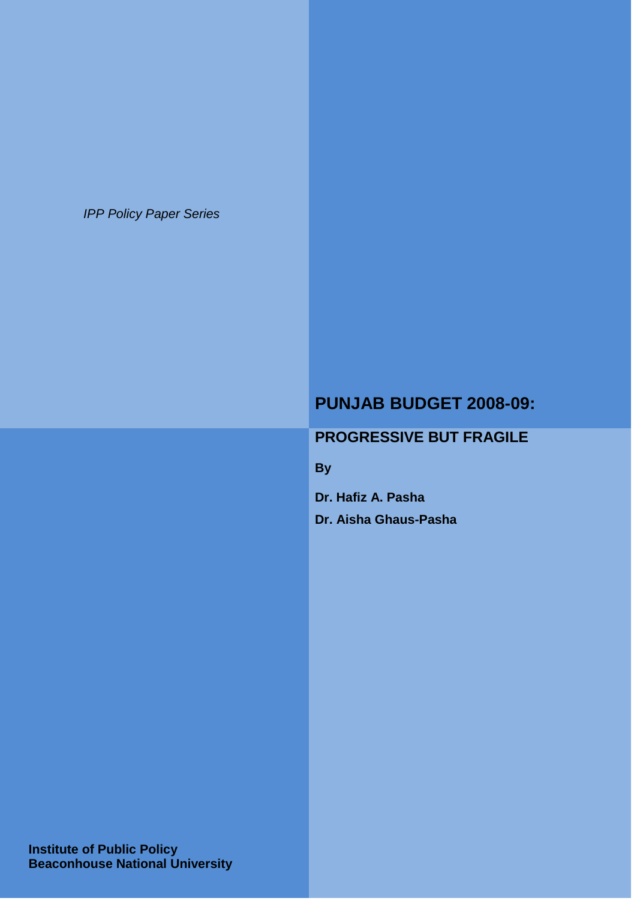*IPP Policy Paper Series*

# PUNJAB BUDGET 2008-09:

## PROGRESSIVE BUT FRAGILE

**By**

**Dr. Hafiz A. Pasha**

**Dr. Aisha Ghaus-Pasha**

**Institute of Public Policy**
**Beaconhouse National University**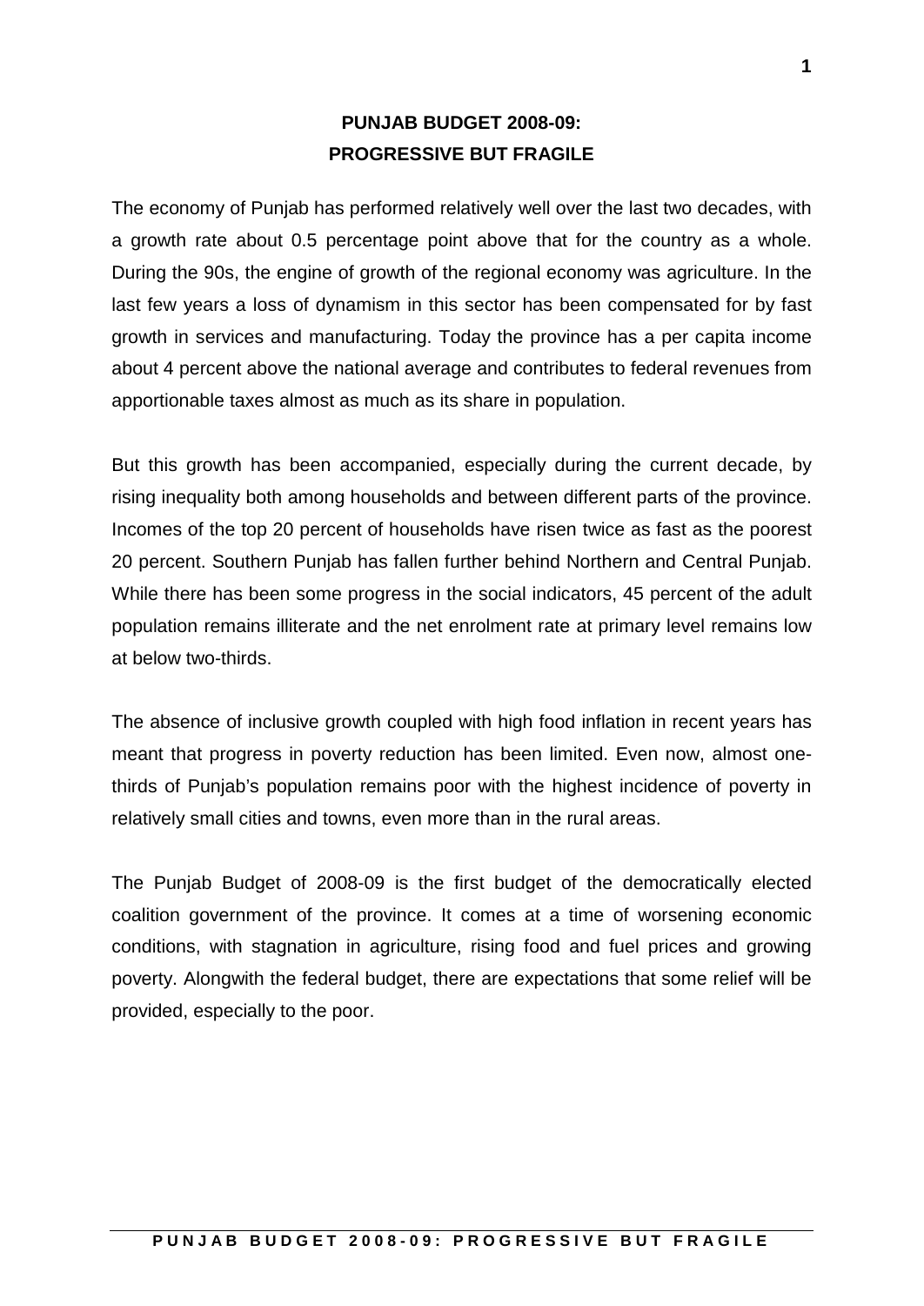# PUNJAB BUDGET 2008-09: PROGRESSIVE BUT FRAGILE

The economy of Punjab has performed relatively well over the last two decades, with a growth rate about 0.5 percentage point above that for the country as a whole. During the 90s, the engine of growth of the regional economy was agriculture. In the last few years a loss of dynamism in this sector has been compensated for by fast growth in services and manufacturing. Today the province has a per capita income about 4 percent above the national average and contributes to federal revenues from apportionable taxes almost as much as its share in population.

But this growth has been accompanied, especially during the current decade, by rising inequality both among households and between different parts of the province. Incomes of the top 20 percent of households have risen twice as fast as the poorest 20 percent. Southern Punjab has fallen further behind Northern and Central Punjab. While there has been some progress in the social indicators, 45 percent of the adult population remains illiterate and the net enrolment rate at primary level remains low at below two-thirds.

The absence of inclusive growth coupled with high food inflation in recent years has meant that progress in poverty reduction has been limited. Even now, almost one-thirds of Punjab's population remains poor with the highest incidence of poverty in relatively small cities and towns, even more than in the rural areas.

The Punjab Budget of 2008-09 is the first budget of the democratically elected coalition government of the province. It comes at a time of worsening economic conditions, with stagnation in agriculture, rising food and fuel prices and growing poverty. Alongwith the federal budget, there are expectations that some relief will be provided, especially to the poor.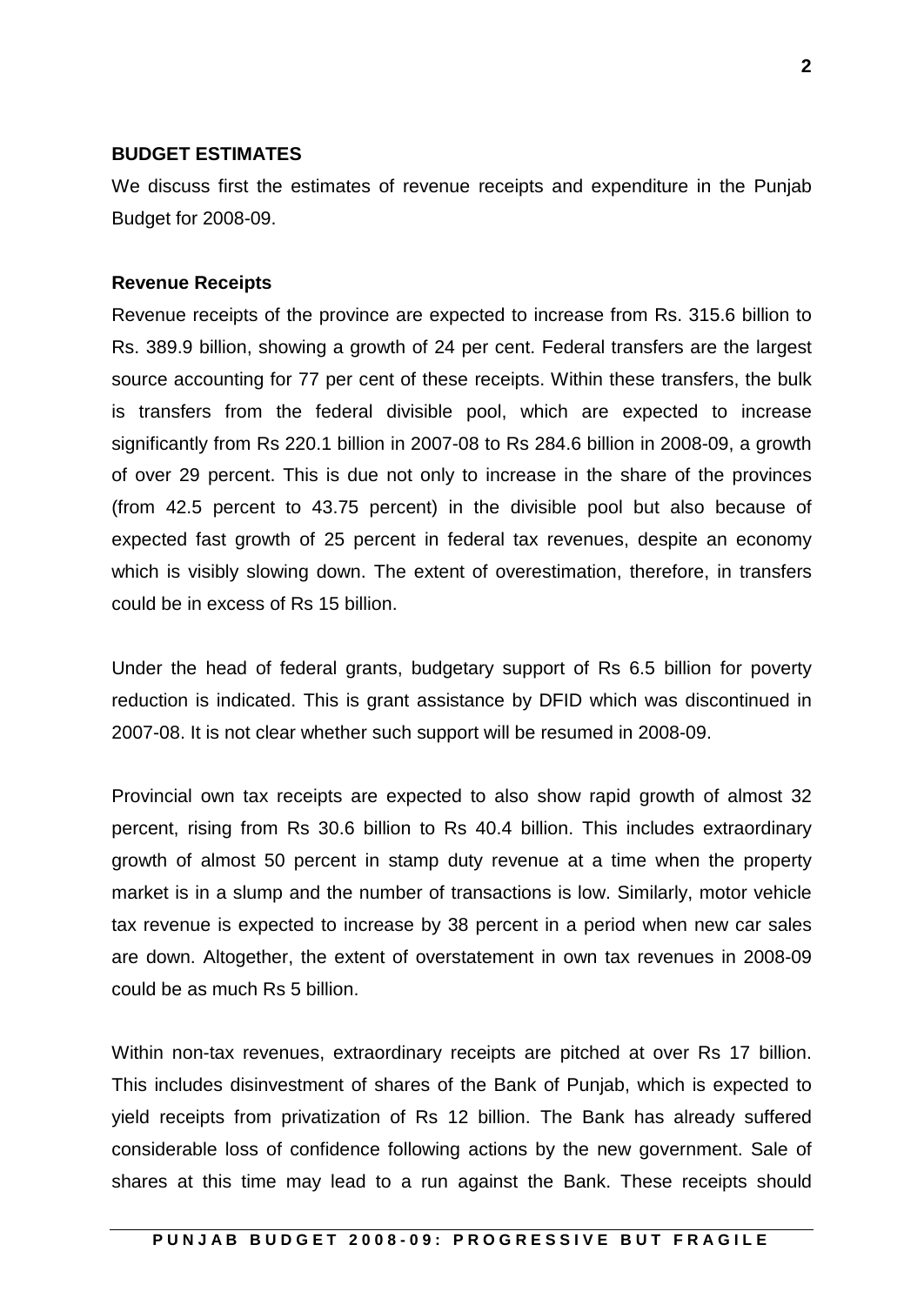## BUDGET ESTIMATES

We discuss first the estimates of revenue receipts and expenditure in the Punjab Budget for 2008-09.

### Revenue Receipts

Revenue receipts of the province are expected to increase from Rs. 315.6 billion to Rs. 389.9 billion, showing a growth of 24 per cent. Federal transfers are the largest source accounting for 77 per cent of these receipts. Within these transfers, the bulk is transfers from the federal divisible pool, which are expected to increase significantly from Rs 220.1 billion in 2007-08 to Rs 284.6 billion in 2008-09, a growth of over 29 percent. This is due not only to increase in the share of the provinces (from 42.5 percent to 43.75 percent) in the divisible pool but also because of expected fast growth of 25 percent in federal tax revenues, despite an economy which is visibly slowing down. The extent of overestimation, therefore, in transfers could be in excess of Rs 15 billion.

Under the head of federal grants, budgetary support of Rs 6.5 billion for poverty reduction is indicated. This is grant assistance by DFID which was discontinued in 2007-08. It is not clear whether such support will be resumed in 2008-09.

Provincial own tax receipts are expected to also show rapid growth of almost 32 percent, rising from Rs 30.6 billion to Rs 40.4 billion. This includes extraordinary growth of almost 50 percent in stamp duty revenue at a time when the property market is in a slump and the number of transactions is low. Similarly, motor vehicle tax revenue is expected to increase by 38 percent in a period when new car sales are down. Altogether, the extent of overstatement in own tax revenues in 2008-09 could be as much Rs 5 billion.

Within non-tax revenues, extraordinary receipts are pitched at over Rs 17 billion. This includes disinvestment of shares of the Bank of Punjab, which is expected to yield receipts from privatization of Rs 12 billion. The Bank has already suffered considerable loss of confidence following actions by the new government. Sale of shares at this time may lead to a run against the Bank. These receipts should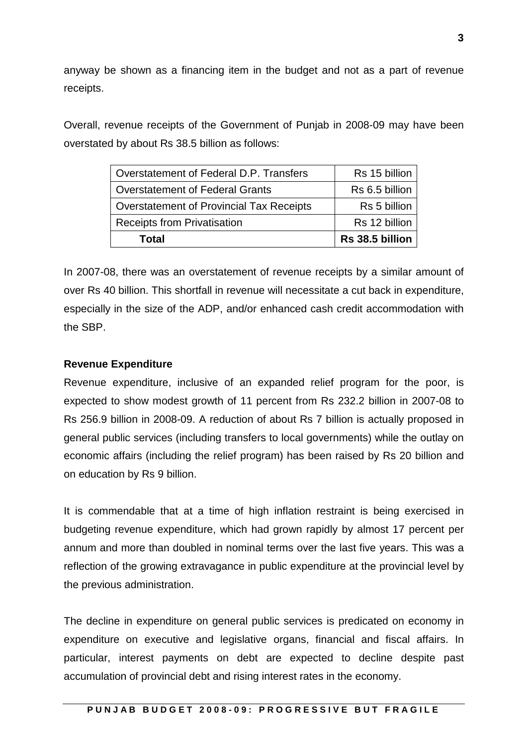anyway be shown as a financing item in the budget and not as a part of revenue receipts.

Overall, revenue receipts of the Government of Punjab in 2008-09 may have been overstated by about Rs 38.5 billion as follows:

| | |
|---|---|
| Overstatement of Federal D.P. Transfers | Rs 15 billion |
| Overstatement of Federal Grants | Rs 6.5 billion |
| Overstatement of Provincial Tax Receipts | Rs 5 billion |
| Receipts from Privatisation | Rs 12 billion |
| **Total** | **Rs 38.5 billion** |

In 2007-08, there was an overstatement of revenue receipts by a similar amount of over Rs 40 billion. This shortfall in revenue will necessitate a cut back in expenditure, especially in the size of the ADP, and/or enhanced cash credit accommodation with the SBP.

**Revenue Expenditure**

Revenue expenditure, inclusive of an expanded relief program for the poor, is expected to show modest growth of 11 percent from Rs 232.2 billion in 2007-08 to Rs 256.9 billion in 2008-09. A reduction of about Rs 7 billion is actually proposed in general public services (including transfers to local governments) while the outlay on economic affairs (including the relief program) has been raised by Rs 20 billion and on education by Rs 9 billion.

It is commendable that at a time of high inflation restraint is being exercised in budgeting revenue expenditure, which had grown rapidly by almost 17 percent per annum and more than doubled in nominal terms over the last five years. This was a reflection of the growing extravagance in public expenditure at the provincial level by the previous administration.

The decline in expenditure on general public services is predicated on economy in expenditure on executive and legislative organs, financial and fiscal affairs. In particular, interest payments on debt are expected to decline despite past accumulation of provincial debt and rising interest rates in the economy.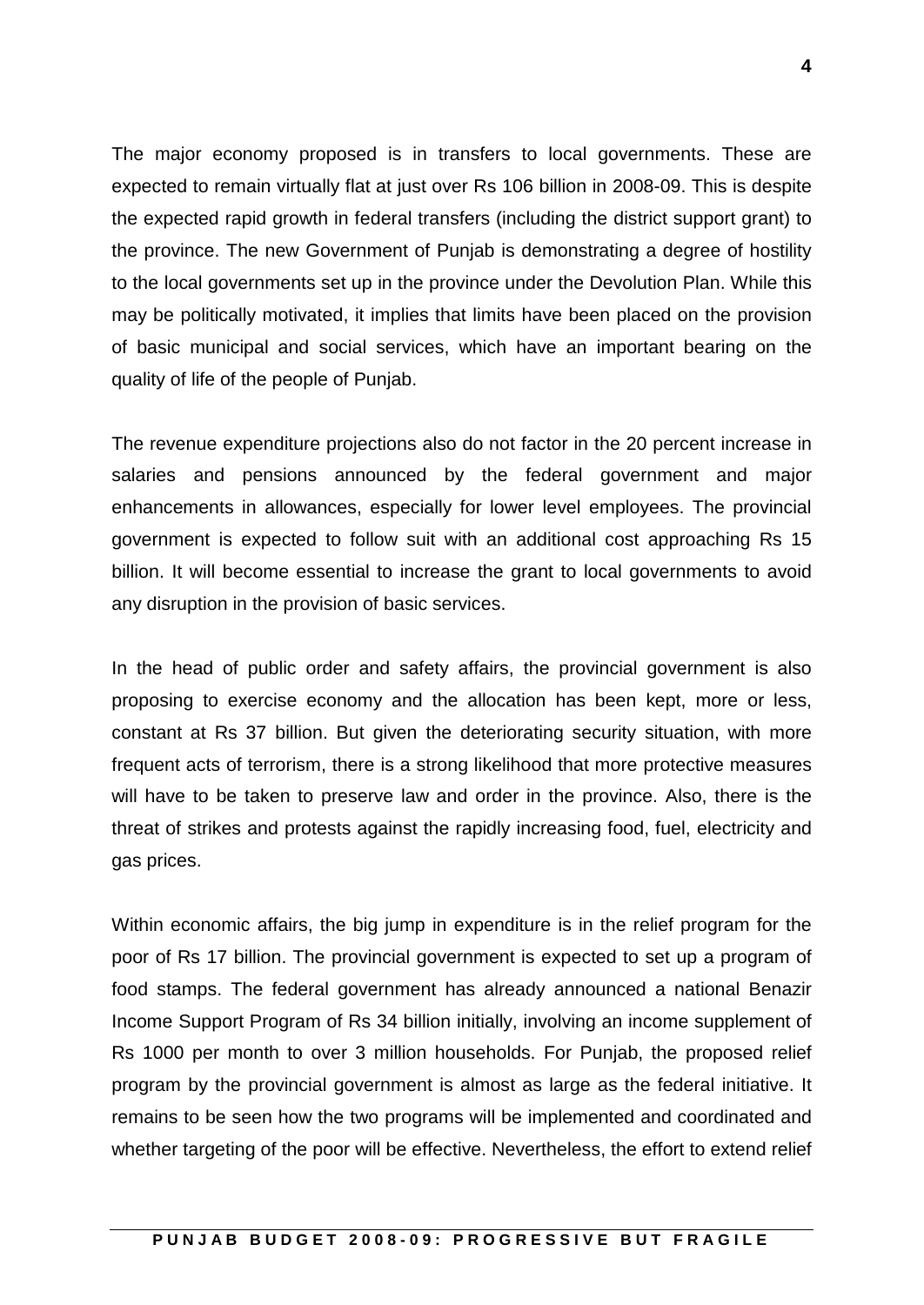The major economy proposed is in transfers to local governments. These are expected to remain virtually flat at just over Rs 106 billion in 2008-09. This is despite the expected rapid growth in federal transfers (including the district support grant) to the province. The new Government of Punjab is demonstrating a degree of hostility to the local governments set up in the province under the Devolution Plan. While this may be politically motivated, it implies that limits have been placed on the provision of basic municipal and social services, which have an important bearing on the quality of life of the people of Punjab.

The revenue expenditure projections also do not factor in the 20 percent increase in salaries and pensions announced by the federal government and major enhancements in allowances, especially for lower level employees. The provincial government is expected to follow suit with an additional cost approaching Rs 15 billion. It will become essential to increase the grant to local governments to avoid any disruption in the provision of basic services.

In the head of public order and safety affairs, the provincial government is also proposing to exercise economy and the allocation has been kept, more or less, constant at Rs 37 billion. But given the deteriorating security situation, with more frequent acts of terrorism, there is a strong likelihood that more protective measures will have to be taken to preserve law and order in the province. Also, there is the threat of strikes and protests against the rapidly increasing food, fuel, electricity and gas prices.

Within economic affairs, the big jump in expenditure is in the relief program for the poor of Rs 17 billion. The provincial government is expected to set up a program of food stamps. The federal government has already announced a national Benazir Income Support Program of Rs 34 billion initially, involving an income supplement of Rs 1000 per month to over 3 million households. For Punjab, the proposed relief program by the provincial government is almost as large as the federal initiative. It remains to be seen how the two programs will be implemented and coordinated and whether targeting of the poor will be effective. Nevertheless, the effort to extend relief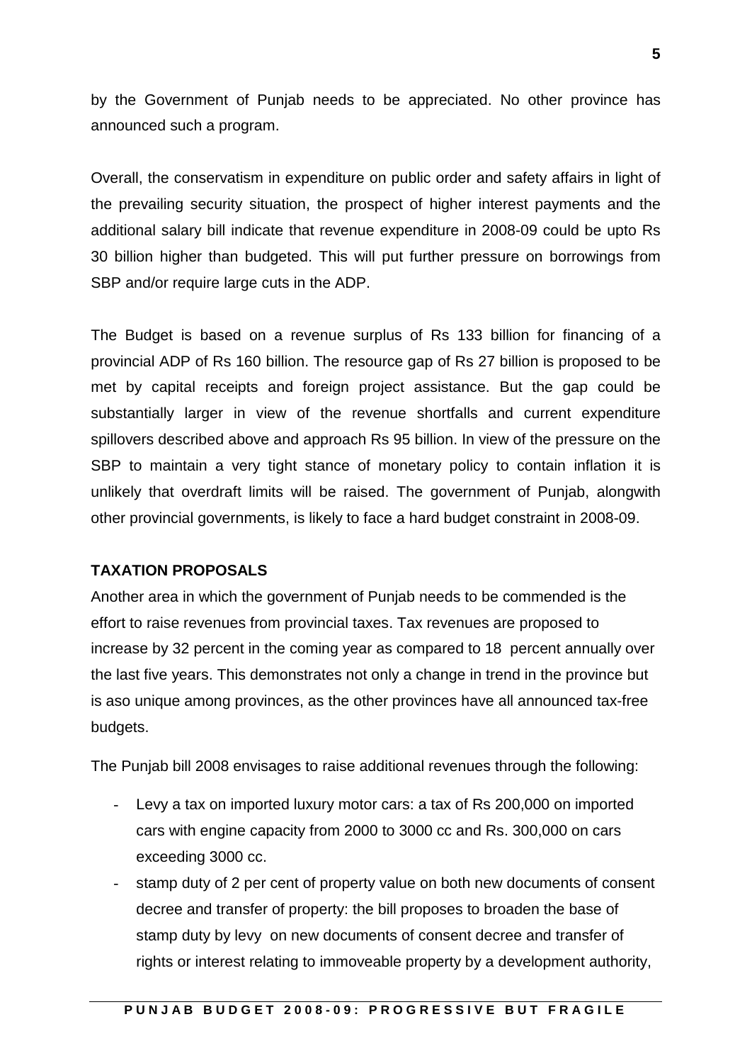by the Government of Punjab needs to be appreciated. No other province has announced such a program.

Overall, the conservatism in expenditure on public order and safety affairs in light of the prevailing security situation, the prospect of higher interest payments and the additional salary bill indicate that revenue expenditure in 2008-09 could be upto Rs 30 billion higher than budgeted. This will put further pressure on borrowings from SBP and/or require large cuts in the ADP.

The Budget is based on a revenue surplus of Rs 133 billion for financing of a provincial ADP of Rs 160 billion. The resource gap of Rs 27 billion is proposed to be met by capital receipts and foreign project assistance. But the gap could be substantially larger in view of the revenue shortfalls and current expenditure spillovers described above and approach Rs 95 billion. In view of the pressure on the SBP to maintain a very tight stance of monetary policy to contain inflation it is unlikely that overdraft limits will be raised. The government of Punjab, alongwith other provincial governments, is likely to face a hard budget constraint in 2008-09.

**TAXATION PROPOSALS**

Another area in which the government of Punjab needs to be commended is the effort to raise revenues from provincial taxes. Tax revenues are proposed to increase by 32 percent in the coming year as compared to 18 percent annually over the last five years. This demonstrates not only a change in trend in the province but is aso unique among provinces, as the other provinces have all announced tax-free budgets.

The Punjab bill 2008 envisages to raise additional revenues through the following:

- Levy a tax on imported luxury motor cars: a tax of Rs 200,000 on imported cars with engine capacity from 2000 to 3000 cc and Rs. 300,000 on cars exceeding 3000 cc.
- stamp duty of 2 per cent of property value on both new documents of consent decree and transfer of property: the bill proposes to broaden the base of stamp duty by levy on new documents of consent decree and transfer of rights or interest relating to immoveable property by a development authority,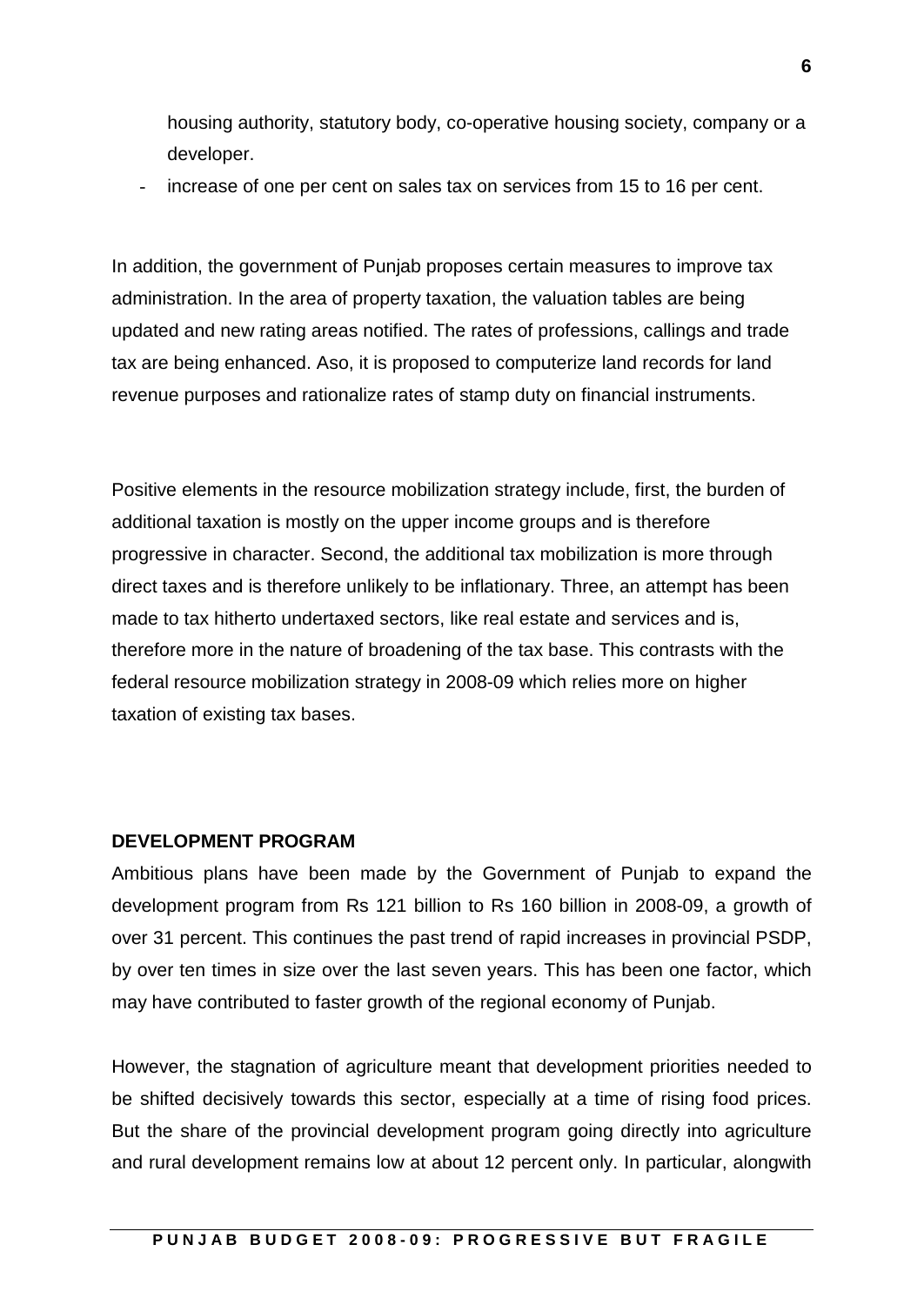housing authority, statutory body, co-operative housing society, company or a developer.

- increase of one per cent on sales tax on services from 15 to 16 per cent.

In addition, the government of Punjab proposes certain measures to improve tax administration. In the area of property taxation, the valuation tables are being updated and new rating areas notified. The rates of professions, callings and trade tax are being enhanced. Aso, it is proposed to computerize land records for land revenue purposes and rationalize rates of stamp duty on financial instruments.

Positive elements in the resource mobilization strategy include, first, the burden of additional taxation is mostly on the upper income groups and is therefore progressive in character. Second, the additional tax mobilization is more through direct taxes and is therefore unlikely to be inflationary. Three, an attempt has been made to tax hitherto undertaxed sectors, like real estate and services and is, therefore more in the nature of broadening of the tax base. This contrasts with the federal resource mobilization strategy in 2008-09 which relies more on higher taxation of existing tax bases.

**DEVELOPMENT PROGRAM**

Ambitious plans have been made by the Government of Punjab to expand the development program from Rs 121 billion to Rs 160 billion in 2008-09, a growth of over 31 percent. This continues the past trend of rapid increases in provincial PSDP, by over ten times in size over the last seven years. This has been one factor, which may have contributed to faster growth of the regional economy of Punjab.

However, the stagnation of agriculture meant that development priorities needed to be shifted decisively towards this sector, especially at a time of rising food prices. But the share of the provincial development program going directly into agriculture and rural development remains low at about 12 percent only. In particular, alongwith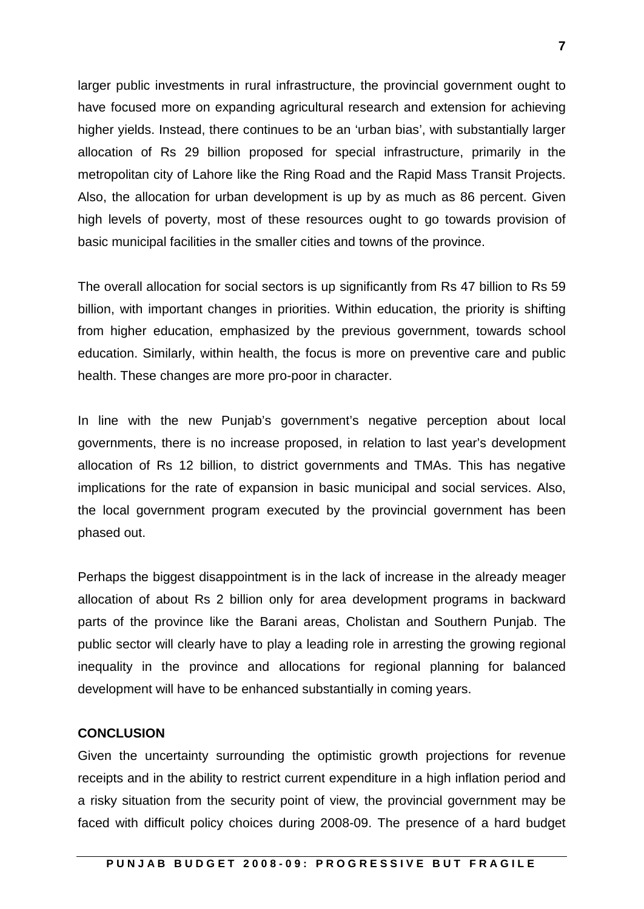larger public investments in rural infrastructure, the provincial government ought to have focused more on expanding agricultural research and extension for achieving higher yields. Instead, there continues to be an 'urban bias', with substantially larger allocation of Rs 29 billion proposed for special infrastructure, primarily in the metropolitan city of Lahore like the Ring Road and the Rapid Mass Transit Projects. Also, the allocation for urban development is up by as much as 86 percent. Given high levels of poverty, most of these resources ought to go towards provision of basic municipal facilities in the smaller cities and towns of the province.

The overall allocation for social sectors is up significantly from Rs 47 billion to Rs 59 billion, with important changes in priorities. Within education, the priority is shifting from higher education, emphasized by the previous government, towards school education. Similarly, within health, the focus is more on preventive care and public health. These changes are more pro-poor in character.

In line with the new Punjab's government's negative perception about local governments, there is no increase proposed, in relation to last year's development allocation of Rs 12 billion, to district governments and TMAs. This has negative implications for the rate of expansion in basic municipal and social services. Also, the local government program executed by the provincial government has been phased out.

Perhaps the biggest disappointment is in the lack of increase in the already meager allocation of about Rs 2 billion only for area development programs in backward parts of the province like the Barani areas, Cholistan and Southern Punjab. The public sector will clearly have to play a leading role in arresting the growing regional inequality in the province and allocations for regional planning for balanced development will have to be enhanced substantially in coming years.

**CONCLUSION**

Given the uncertainty surrounding the optimistic growth projections for revenue receipts and in the ability to restrict current expenditure in a high inflation period and a risky situation from the security point of view, the provincial government may be faced with difficult policy choices during 2008-09. The presence of a hard budget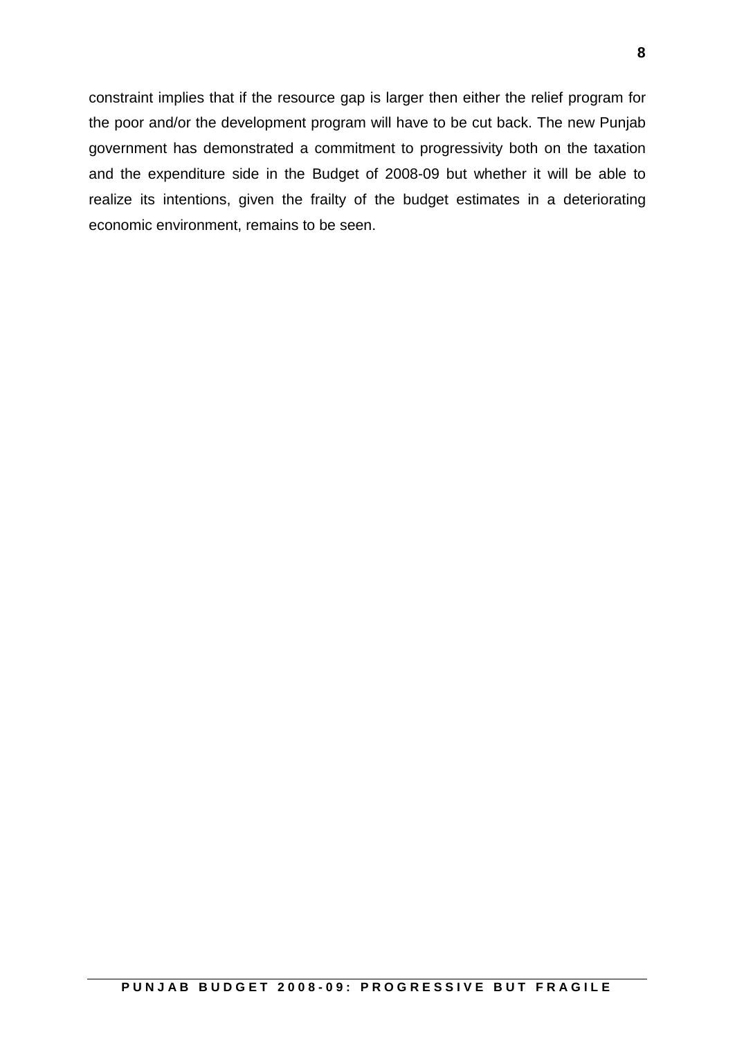constraint implies that if the resource gap is larger then either the relief program for the poor and/or the development program will have to be cut back. The new Punjab government has demonstrated a commitment to progressivity both on the taxation and the expenditure side in the Budget of 2008-09 but whether it will be able to realize its intentions, given the frailty of the budget estimates in a deteriorating economic environment, remains to be seen.